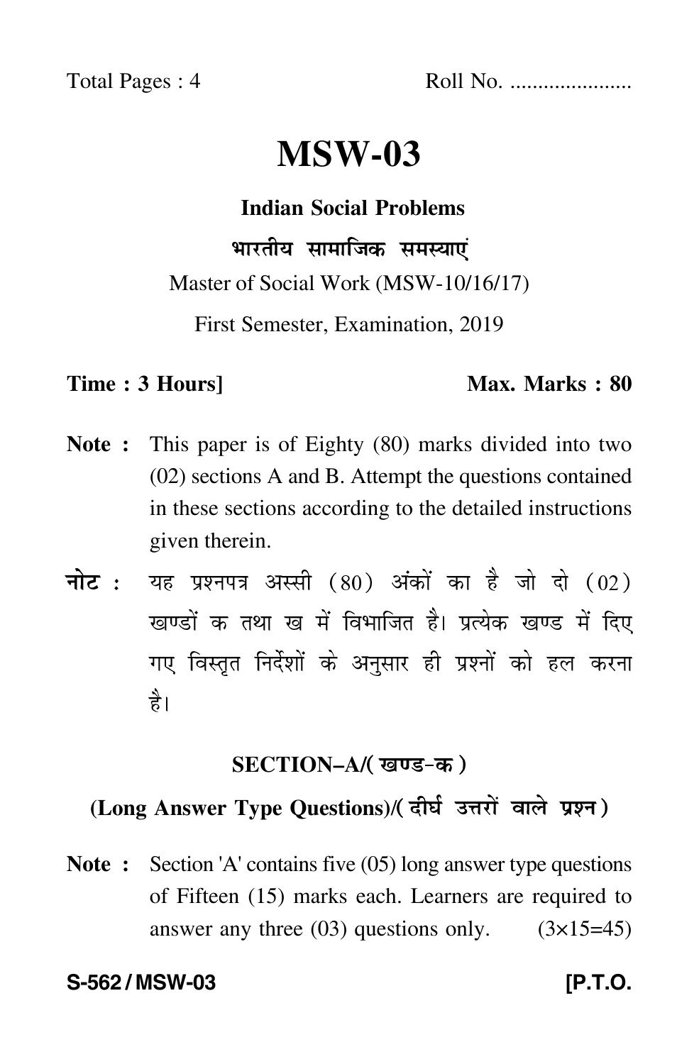Total Pages : 4 Roll No. .....................

# MSW-03

## Indian Social Problems

### भारतीय सामाजिक समस्याएं

Master of Social Work (MSW-10/16/17)

First Semester, Examination, 2019

**Time : 3 Hours]** **Max. Marks : 80**

**Note :** This paper is of Eighty (80) marks divided into two (02) sections A and B. Attempt the questions contained in these sections according to the detailed instructions given therein.

**नोट :** यह प्रश्नपत्र अस्सी (80) अंकों का है जो दो (02) खण्डों क तथा ख में विभाजित है। प्रत्येक खण्ड में दिए गए विस्तृत निर्देशों के अनुसार ही प्रश्नों को हल करना है।

## SECTION–A/(खण्ड–क)

### (Long Answer Type Questions)/(दीर्घ उत्तरों वाले प्रश्न)

**Note :** Section 'A' contains five (05) long answer type questions of Fifteen (15) marks each. Learners are required to answer any three (03) questions only. (3×15=45)

**S-562 / MSW-03** **[P.T.O.**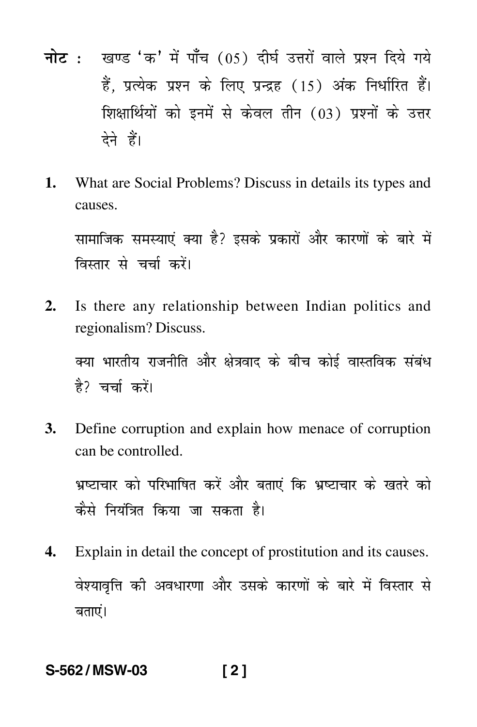**नोट :** खण्ड 'क' में पाँच (05) दीर्घ उत्तरों वाले प्रश्न दिये गये हैं, प्रत्येक प्रश्न के लिए प्रन्द्रह (15) अंक निर्धारित हैं। शिक्षार्थियों को इनमें से केवल तीन (03) प्रश्नों के उत्तर देने हैं।

1. What are Social Problems? Discuss in details its types and causes.

   सामाजिक समस्याएं क्या है? इसके प्रकारों और कारणों के बारे में विस्तार से चर्चा करें।

2. Is there any relationship between Indian politics and regionalism? Discuss.

   क्या भारतीय राजनीति और क्षेत्रवाद के बीच कोई वास्तविक संबंध है? चर्चा करें।

3. Define corruption and explain how menace of corruption can be controlled.

   भ्रष्टाचार को परिभाषित करें और बताएं कि भ्रष्टाचार के खतरे को कैसे नियंत्रित किया जा सकता है।

4. Explain in detail the concept of prostitution and its causes.

   वेश्यावृत्ति की अवधारणा और उसके कारणों के बारे में विस्तार से बताएं।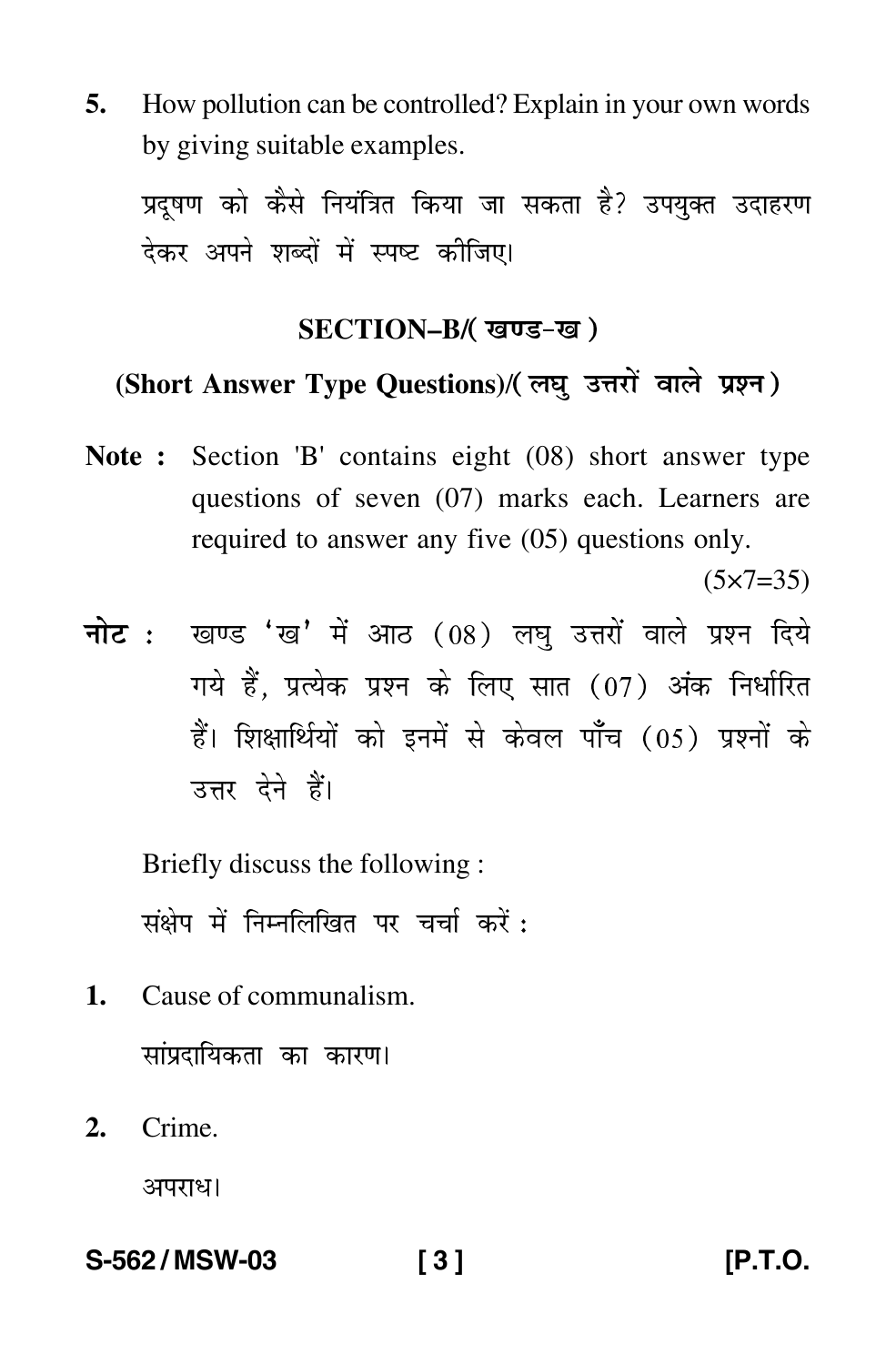5. How pollution can be controlled? Explain in your own words by giving suitable examples.

प्रदूषण को कैसे नियंत्रित किया जा सकता है? उपयुक्त उदाहरण देकर अपने शब्दों में स्पष्ट कीजिए।

## SECTION–B/( खण्ड–ख )

### (Short Answer Type Questions)/( लघु उत्तरों वाले प्रश्न )

**Note :** Section 'B' contains eight (08) short answer type questions of seven (07) marks each. Learners are required to answer any five (05) questions only. (5×7=35)

**नोट :** खण्ड 'ख' में आठ (08) लघु उत्तरों वाले प्रश्न दिये गये हैं, प्रत्येक प्रश्न के लिए सात (07) अंक निर्धारित हैं। शिक्षार्थियों को इनमें से केवल पाँच (05) प्रश्नों के उत्तर देने हैं।

Briefly discuss the following :

संक्षेप में निम्नलिखित पर चर्चा करें :

1. Cause of communalism.

   सांप्रदायिकता का कारण।

2. Crime.

   अपराध।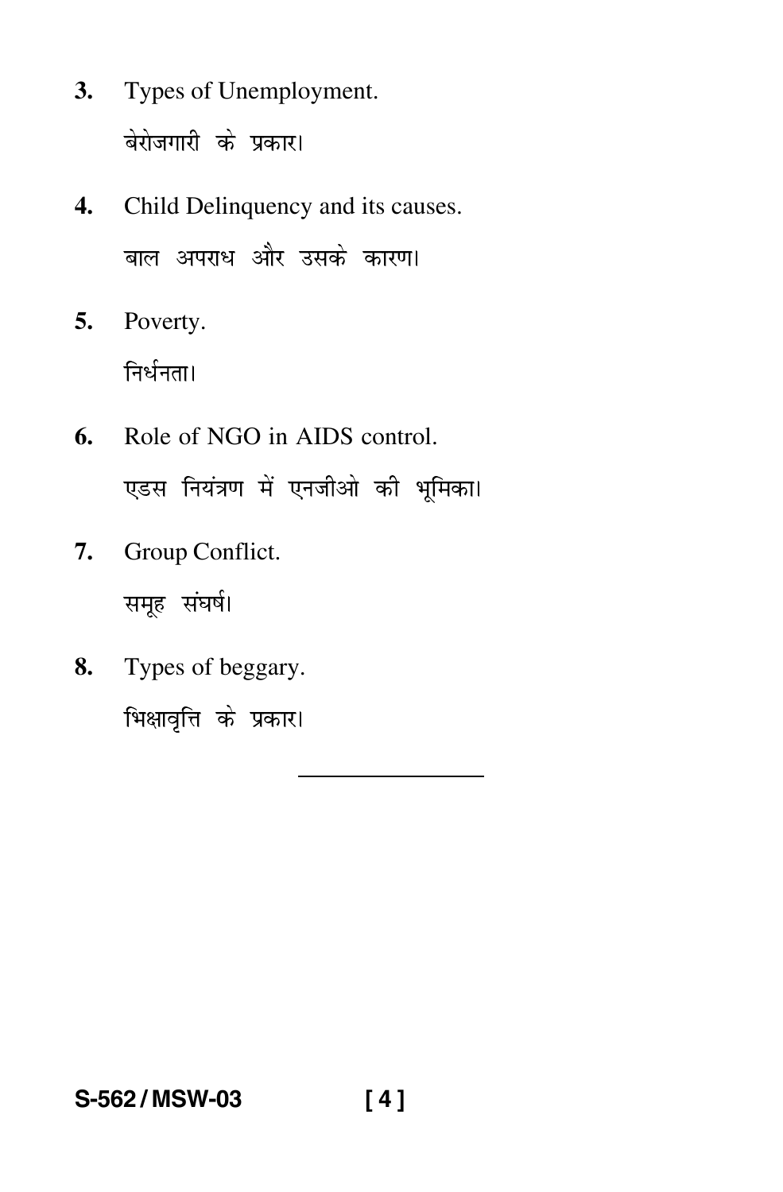3. Types of Unemployment.

   बेरोजगारी के प्रकार।

4. Child Delinquency and its causes.

   बाल अपराध और उसके कारण।

5. Poverty.

   निर्धनता।

6. Role of NGO in AIDS control.

   एडस नियंत्रण में एनजीओ की भूमिका।

7. Group Conflict.

   समूह संघर्ष।

8. Types of beggary.

   भिक्षावृत्ति के प्रकार।

---

S-562 / MSW-03